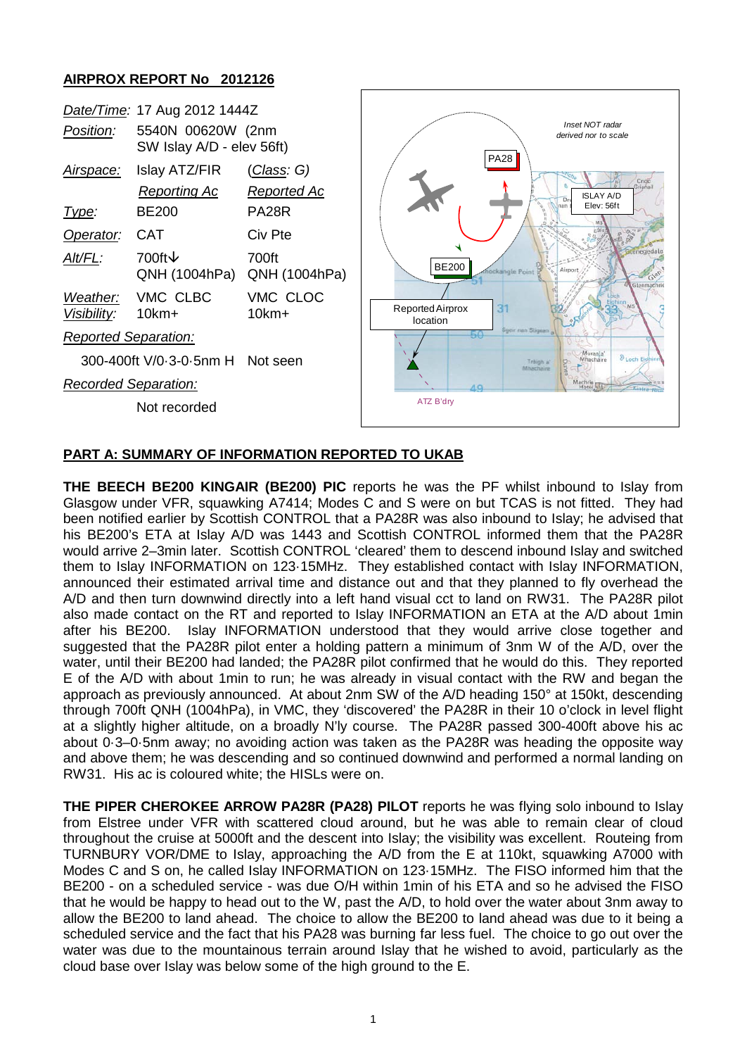## AIRPROX REPORT No 2012126

| | | |
|---|---|---|
| *Date/Time:* | 17 Aug 2012 1444Z | |
| *Position:* | 5540N 00620W (2nm SW Islay A/D - elev 56ft) | |
| *Airspace:* | Islay ATZ/FIR | (*Class: G*) |
| | *Reporting Ac* | *Reported Ac* |
| *Type:* | BE200 | PA28R |
| *Operator:* | CAT | Civ Pte |
| *Alt/FL:* | 700ft↓ QNH (1004hPa) | 700ft QNH (1004hPa) |
| *Weather:* | VMC CLBC | VMC CLOC |
| *Visibility:* | 10km+ | 10km+ |
| *Reported Separation:* | | |
| | 300-400ft V/0·3-0·5nm H | Not seen |
| *Recorded Separation:* | | |
| | Not recorded | |

Inset NOT radar derived nor to scale

PA28

ISLAY A/D Elev: 56ft

BE200

Reported Airprox location

ATZ B'dry

## PART A: SUMMARY OF INFORMATION REPORTED TO UKAB

**THE BEECH BE200 KINGAIR (BE200) PIC** reports he was the PF whilst inbound to Islay from Glasgow under VFR, squawking A7414; Modes C and S were on but TCAS is not fitted. They had been notified earlier by Scottish CONTROL that a PA28R was also inbound to Islay; he advised that his BE200's ETA at Islay A/D was 1443 and Scottish CONTROL informed them that the PA28R would arrive 2–3min later. Scottish CONTROL 'cleared' them to descend inbound Islay and switched them to Islay INFORMATION on 123·15MHz. They established contact with Islay INFORMATION, announced their estimated arrival time and distance out and that they planned to fly overhead the A/D and then turn downwind directly into a left hand visual cct to land on RW31. The PA28R pilot also made contact on the RT and reported to Islay INFORMATION an ETA at the A/D about 1min after his BE200. Islay INFORMATION understood that they would arrive close together and suggested that the PA28R pilot enter a holding pattern a minimum of 3nm W of the A/D, over the water, until their BE200 had landed; the PA28R pilot confirmed that he would do this. They reported E of the A/D with about 1min to run; he was already in visual contact with the RW and began the approach as previously announced. At about 2nm SW of the A/D heading 150° at 150kt, descending through 700ft QNH (1004hPa), in VMC, they 'discovered' the PA28R in their 10 o'clock in level flight at a slightly higher altitude, on a broadly N'ly course. The PA28R passed 300-400ft above his ac about 0·3–0·5nm away; no avoiding action was taken as the PA28R was heading the opposite way and above them; he was descending and so continued downwind and performed a normal landing on RW31. His ac is coloured white; the HISLs were on.

**THE PIPER CHEROKEE ARROW PA28R (PA28) PILOT** reports he was flying solo inbound to Islay from Elstree under VFR with scattered cloud around, but he was able to remain clear of cloud throughout the cruise at 5000ft and the descent into Islay; the visibility was excellent. Routeing from TURNBURY VOR/DME to Islay, approaching the A/D from the E at 110kt, squawking A7000 with Modes C and S on, he called Islay INFORMATION on 123·15MHz. The FISO informed him that the BE200 - on a scheduled service - was due O/H within 1min of his ETA and so he advised the FISO that he would be happy to head out to the W, past the A/D, to hold over the water about 3nm away to allow the BE200 to land ahead. The choice to allow the BE200 to land ahead was due to it being a scheduled service and the fact that his PA28 was burning far less fuel. The choice to go out over the water was due to the mountainous terrain around Islay that he wished to avoid, particularly as the cloud base over Islay was below some of the high ground to the E.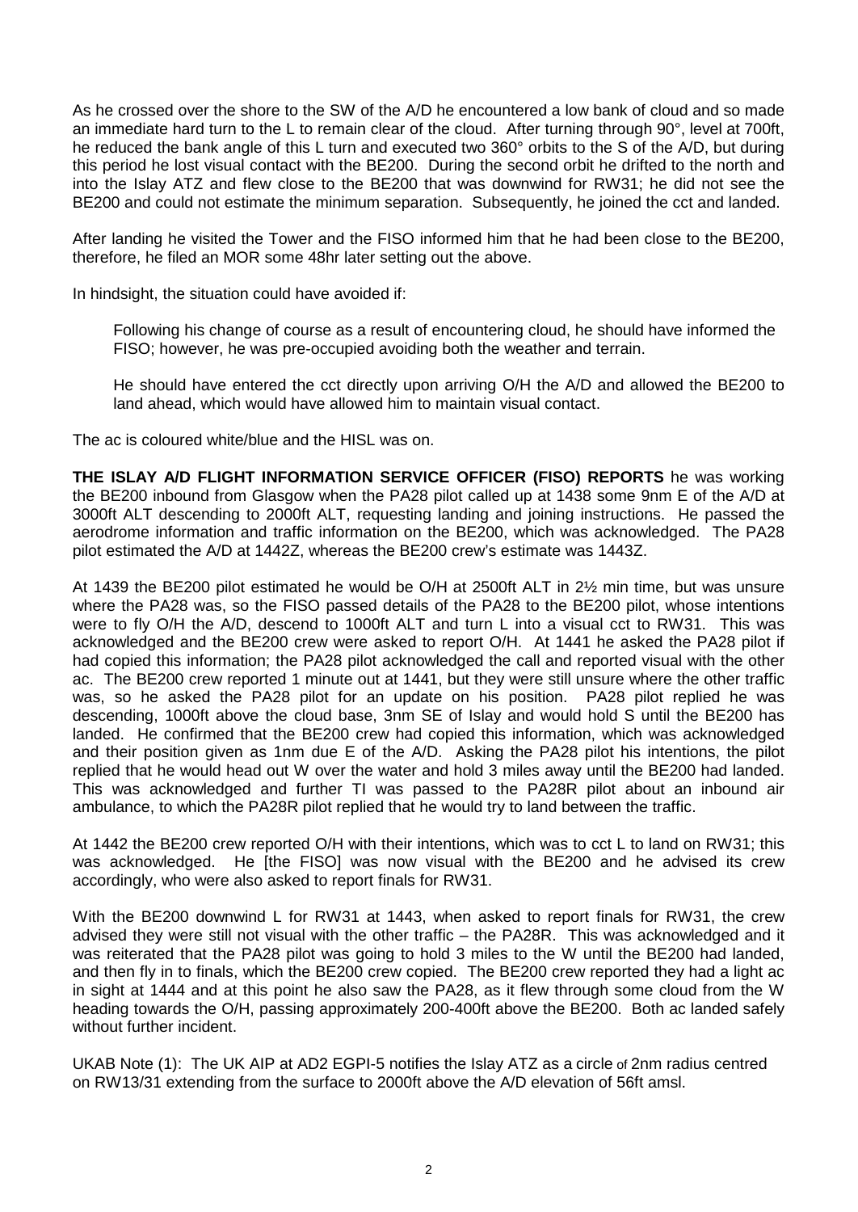As he crossed over the shore to the SW of the A/D he encountered a low bank of cloud and so made an immediate hard turn to the L to remain clear of the cloud. After turning through 90°, level at 700ft, he reduced the bank angle of this L turn and executed two 360° orbits to the S of the A/D, but during this period he lost visual contact with the BE200. During the second orbit he drifted to the north and into the Islay ATZ and flew close to the BE200 that was downwind for RW31; he did not see the BE200 and could not estimate the minimum separation. Subsequently, he joined the cct and landed.

After landing he visited the Tower and the FISO informed him that he had been close to the BE200, therefore, he filed an MOR some 48hr later setting out the above.

In hindsight, the situation could have avoided if:

> Following his change of course as a result of encountering cloud, he should have informed the FISO; however, he was pre-occupied avoiding both the weather and terrain.
>
> He should have entered the cct directly upon arriving O/H the A/D and allowed the BE200 to land ahead, which would have allowed him to maintain visual contact.

The ac is coloured white/blue and the HISL was on.

**THE ISLAY A/D FLIGHT INFORMATION SERVICE OFFICER (FISO) REPORTS** he was working the BE200 inbound from Glasgow when the PA28 pilot called up at 1438 some 9nm E of the A/D at 3000ft ALT descending to 2000ft ALT, requesting landing and joining instructions. He passed the aerodrome information and traffic information on the BE200, which was acknowledged. The PA28 pilot estimated the A/D at 1442Z, whereas the BE200 crew's estimate was 1443Z.

At 1439 the BE200 pilot estimated he would be O/H at 2500ft ALT in 2½ min time, but was unsure where the PA28 was, so the FISO passed details of the PA28 to the BE200 pilot, whose intentions were to fly O/H the A/D, descend to 1000ft ALT and turn L into a visual cct to RW31. This was acknowledged and the BE200 crew were asked to report O/H. At 1441 he asked the PA28 pilot if had copied this information; the PA28 pilot acknowledged the call and reported visual with the other ac. The BE200 crew reported 1 minute out at 1441, but they were still unsure where the other traffic was, so he asked the PA28 pilot for an update on his position. PA28 pilot replied he was descending, 1000ft above the cloud base, 3nm SE of Islay and would hold S until the BE200 has landed. He confirmed that the BE200 crew had copied this information, which was acknowledged and their position given as 1nm due E of the A/D. Asking the PA28 pilot his intentions, the pilot replied that he would head out W over the water and hold 3 miles away until the BE200 had landed. This was acknowledged and further TI was passed to the PA28R pilot about an inbound air ambulance, to which the PA28R pilot replied that he would try to land between the traffic.

At 1442 the BE200 crew reported O/H with their intentions, which was to cct L to land on RW31; this was acknowledged. He [the FISO] was now visual with the BE200 and he advised its crew accordingly, who were also asked to report finals for RW31.

With the BE200 downwind L for RW31 at 1443, when asked to report finals for RW31, the crew advised they were still not visual with the other traffic – the PA28R. This was acknowledged and it was reiterated that the PA28 pilot was going to hold 3 miles to the W until the BE200 had landed, and then fly in to finals, which the BE200 crew copied. The BE200 crew reported they had a light ac in sight at 1444 and at this point he also saw the PA28, as it flew through some cloud from the W heading towards the O/H, passing approximately 200-400ft above the BE200. Both ac landed safely without further incident.

UKAB Note (1): The UK AIP at AD2 EGPI-5 notifies the Islay ATZ as a circle of 2nm radius centred on RW13/31 extending from the surface to 2000ft above the A/D elevation of 56ft amsl.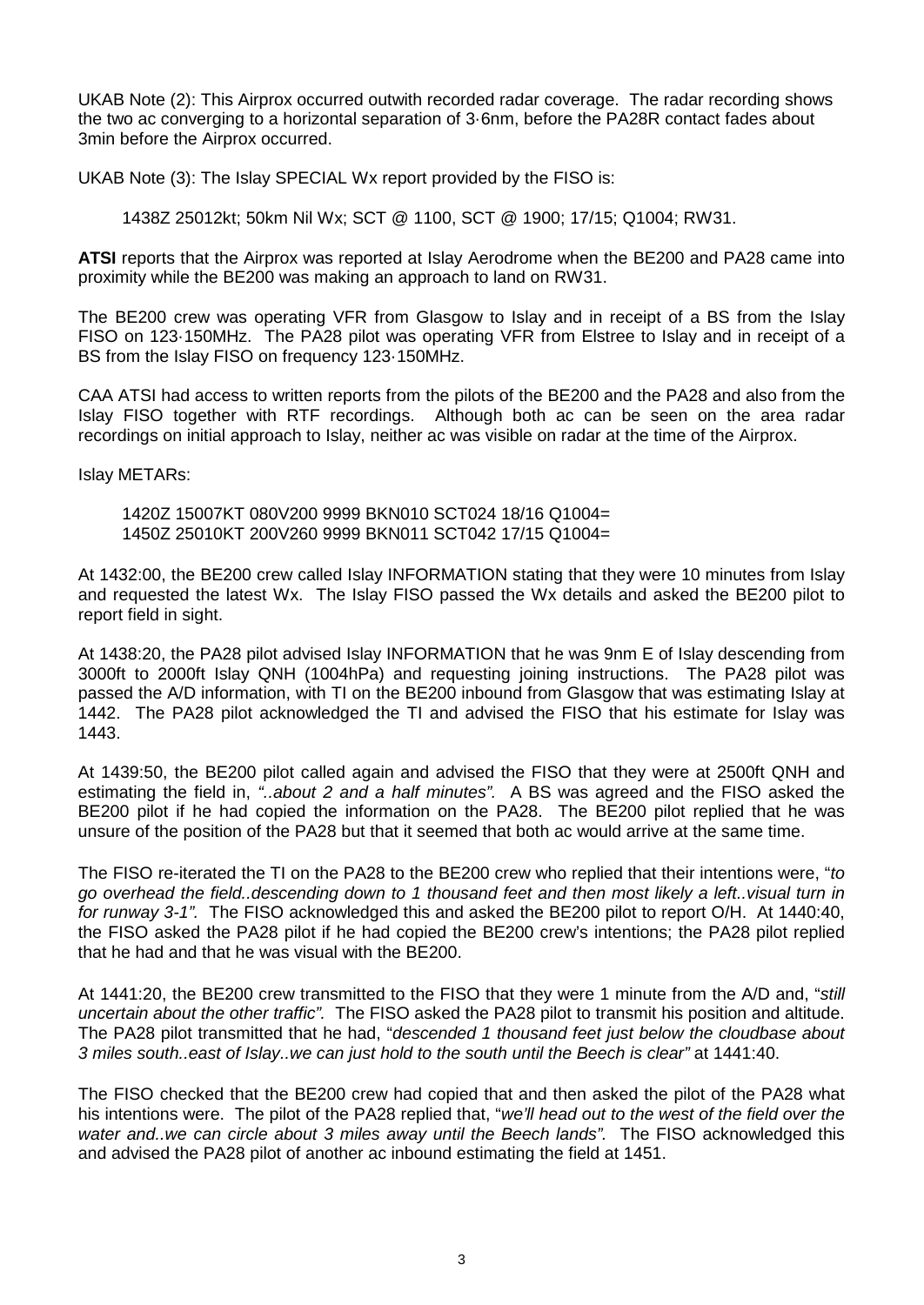UKAB Note (2): This Airprox occurred outwith recorded radar coverage. The radar recording shows the two ac converging to a horizontal separation of 3·6nm, before the PA28R contact fades about 3min before the Airprox occurred.

UKAB Note (3): The Islay SPECIAL Wx report provided by the FISO is:

1438Z 25012kt; 50km Nil Wx; SCT @ 1100, SCT @ 1900; 17/15; Q1004; RW31.

**ATSI** reports that the Airprox was reported at Islay Aerodrome when the BE200 and PA28 came into proximity while the BE200 was making an approach to land on RW31.

The BE200 crew was operating VFR from Glasgow to Islay and in receipt of a BS from the Islay FISO on 123·150MHz. The PA28 pilot was operating VFR from Elstree to Islay and in receipt of a BS from the Islay FISO on frequency 123·150MHz.

CAA ATSI had access to written reports from the pilots of the BE200 and the PA28 and also from the Islay FISO together with RTF recordings. Although both ac can be seen on the area radar recordings on initial approach to Islay, neither ac was visible on radar at the time of the Airprox.

Islay METARs:

1420Z 15007KT 080V200 9999 BKN010 SCT024 18/16 Q1004=
1450Z 25010KT 200V260 9999 BKN011 SCT042 17/15 Q1004=

At 1432:00, the BE200 crew called Islay INFORMATION stating that they were 10 minutes from Islay and requested the latest Wx. The Islay FISO passed the Wx details and asked the BE200 pilot to report field in sight.

At 1438:20, the PA28 pilot advised Islay INFORMATION that he was 9nm E of Islay descending from 3000ft to 2000ft Islay QNH (1004hPa) and requesting joining instructions. The PA28 pilot was passed the A/D information, with TI on the BE200 inbound from Glasgow that was estimating Islay at 1442. The PA28 pilot acknowledged the TI and advised the FISO that his estimate for Islay was 1443.

At 1439:50, the BE200 pilot called again and advised the FISO that they were at 2500ft QNH and estimating the field in, *"..about 2 and a half minutes".* A BS was agreed and the FISO asked the BE200 pilot if he had copied the information on the PA28. The BE200 pilot replied that he was unsure of the position of the PA28 but that it seemed that both ac would arrive at the same time.

The FISO re-iterated the TI on the PA28 to the BE200 crew who replied that their intentions were, "*to go overhead the field..descending down to 1 thousand feet and then most likely a left..visual turn in for runway 3-1".* The FISO acknowledged this and asked the BE200 pilot to report O/H. At 1440:40, the FISO asked the PA28 pilot if he had copied the BE200 crew's intentions; the PA28 pilot replied that he had and that he was visual with the BE200.

At 1441:20, the BE200 crew transmitted to the FISO that they were 1 minute from the A/D and, "*still uncertain about the other traffic".* The FISO asked the PA28 pilot to transmit his position and altitude. The PA28 pilot transmitted that he had, "*descended 1 thousand feet just below the cloudbase about 3 miles south..east of Islay..we can just hold to the south until the Beech is clear"* at 1441:40.

The FISO checked that the BE200 crew had copied that and then asked the pilot of the PA28 what his intentions were. The pilot of the PA28 replied that, "*we'll head out to the west of the field over the water and..we can circle about 3 miles away until the Beech lands".* The FISO acknowledged this and advised the PA28 pilot of another ac inbound estimating the field at 1451.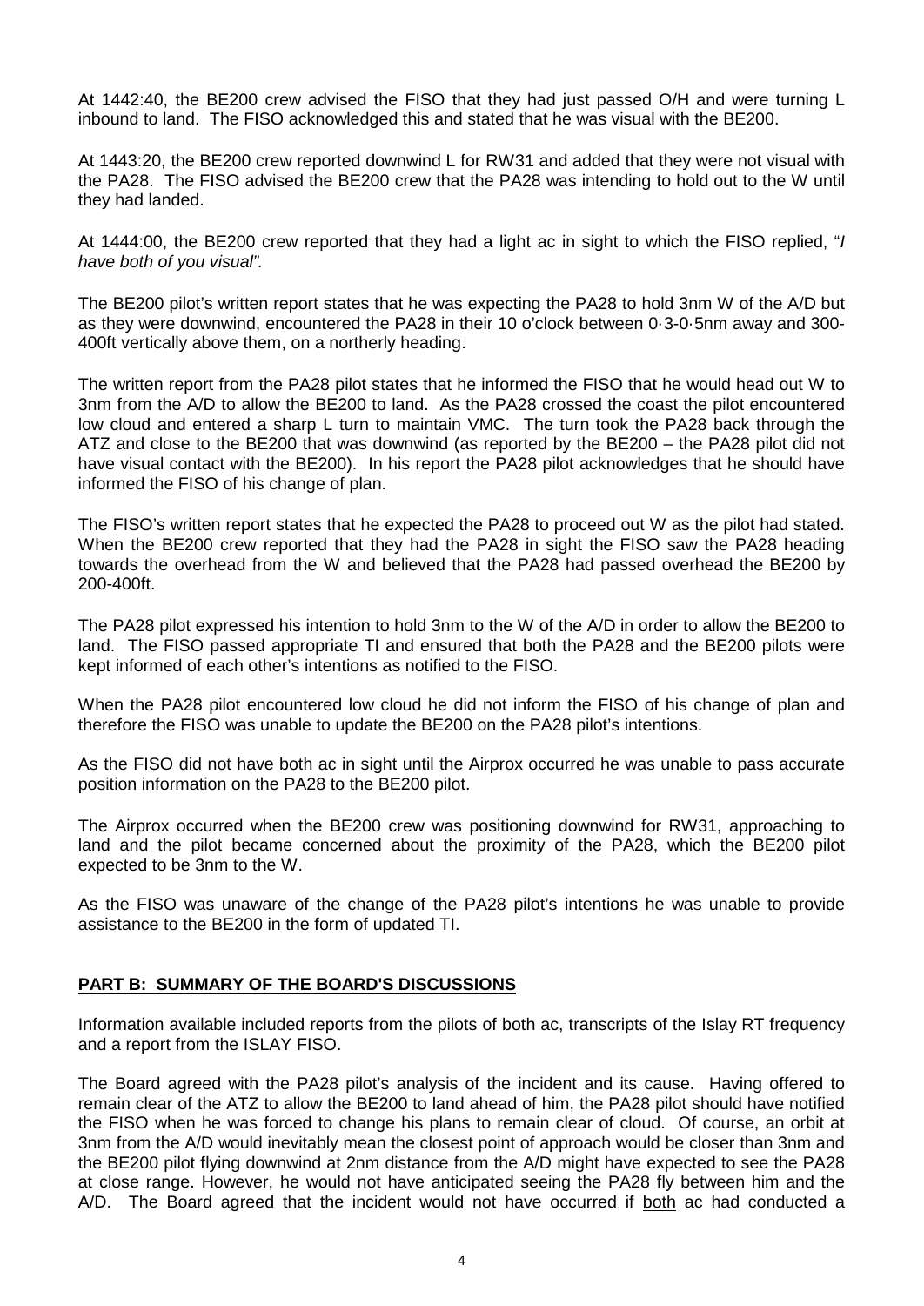At 1442:40, the BE200 crew advised the FISO that they had just passed O/H and were turning L inbound to land. The FISO acknowledged this and stated that he was visual with the BE200.

At 1443:20, the BE200 crew reported downwind L for RW31 and added that they were not visual with the PA28. The FISO advised the BE200 crew that the PA28 was intending to hold out to the W until they had landed.

At 1444:00, the BE200 crew reported that they had a light ac in sight to which the FISO replied, "*I have both of you visual".*

The BE200 pilot's written report states that he was expecting the PA28 to hold 3nm W of the A/D but as they were downwind, encountered the PA28 in their 10 o'clock between 0·3-0·5nm away and 300-400ft vertically above them, on a northerly heading.

The written report from the PA28 pilot states that he informed the FISO that he would head out W to 3nm from the A/D to allow the BE200 to land. As the PA28 crossed the coast the pilot encountered low cloud and entered a sharp L turn to maintain VMC. The turn took the PA28 back through the ATZ and close to the BE200 that was downwind (as reported by the BE200 – the PA28 pilot did not have visual contact with the BE200). In his report the PA28 pilot acknowledges that he should have informed the FISO of his change of plan.

The FISO's written report states that he expected the PA28 to proceed out W as the pilot had stated. When the BE200 crew reported that they had the PA28 in sight the FISO saw the PA28 heading towards the overhead from the W and believed that the PA28 had passed overhead the BE200 by 200-400ft.

The PA28 pilot expressed his intention to hold 3nm to the W of the A/D in order to allow the BE200 to land. The FISO passed appropriate TI and ensured that both the PA28 and the BE200 pilots were kept informed of each other's intentions as notified to the FISO.

When the PA28 pilot encountered low cloud he did not inform the FISO of his change of plan and therefore the FISO was unable to update the BE200 on the PA28 pilot's intentions.

As the FISO did not have both ac in sight until the Airprox occurred he was unable to pass accurate position information on the PA28 to the BE200 pilot.

The Airprox occurred when the BE200 crew was positioning downwind for RW31, approaching to land and the pilot became concerned about the proximity of the PA28, which the BE200 pilot expected to be 3nm to the W.

As the FISO was unaware of the change of the PA28 pilot's intentions he was unable to provide assistance to the BE200 in the form of updated TI.

## PART B: SUMMARY OF THE BOARD'S DISCUSSIONS

Information available included reports from the pilots of both ac, transcripts of the Islay RT frequency and a report from the ISLAY FISO.

The Board agreed with the PA28 pilot's analysis of the incident and its cause. Having offered to remain clear of the ATZ to allow the BE200 to land ahead of him, the PA28 pilot should have notified the FISO when he was forced to change his plans to remain clear of cloud. Of course, an orbit at 3nm from the A/D would inevitably mean the closest point of approach would be closer than 3nm and the BE200 pilot flying downwind at 2nm distance from the A/D might have expected to see the PA28 at close range. However, he would not have anticipated seeing the PA28 fly between him and the A/D. The Board agreed that the incident would not have occurred if <u>both</u> ac had conducted a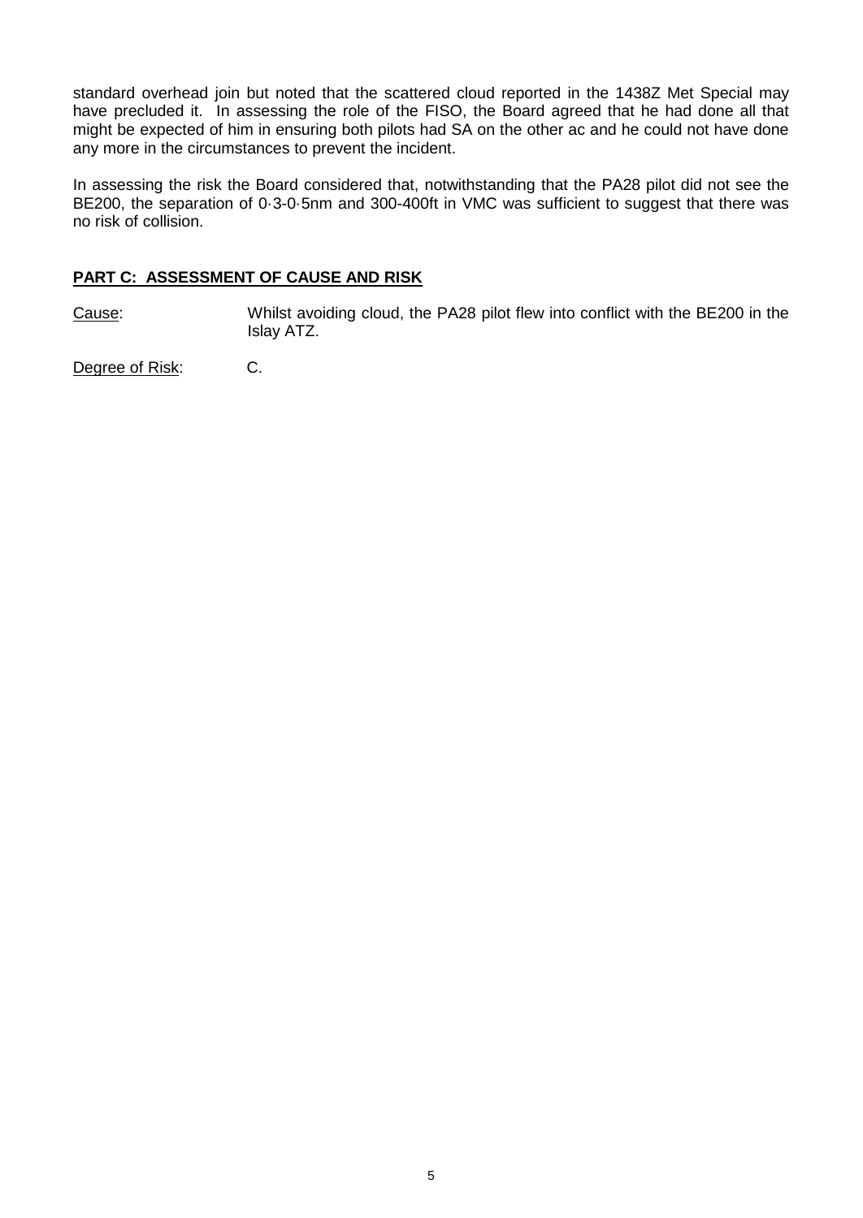standard overhead join but noted that the scattered cloud reported in the 1438Z Met Special may have precluded it. In assessing the role of the FISO, the Board agreed that he had done all that might be expected of him in ensuring both pilots had SA on the other ac and he could not have done any more in the circumstances to prevent the incident.

In assessing the risk the Board considered that, notwithstanding that the PA28 pilot did not see the BE200, the separation of 0·3-0·5nm and 300-400ft in VMC was sufficient to suggest that there was no risk of collision.

## PART C: ASSESSMENT OF CAUSE AND RISK

Cause: Whilst avoiding cloud, the PA28 pilot flew into conflict with the BE200 in the Islay ATZ.

Degree of Risk: C.